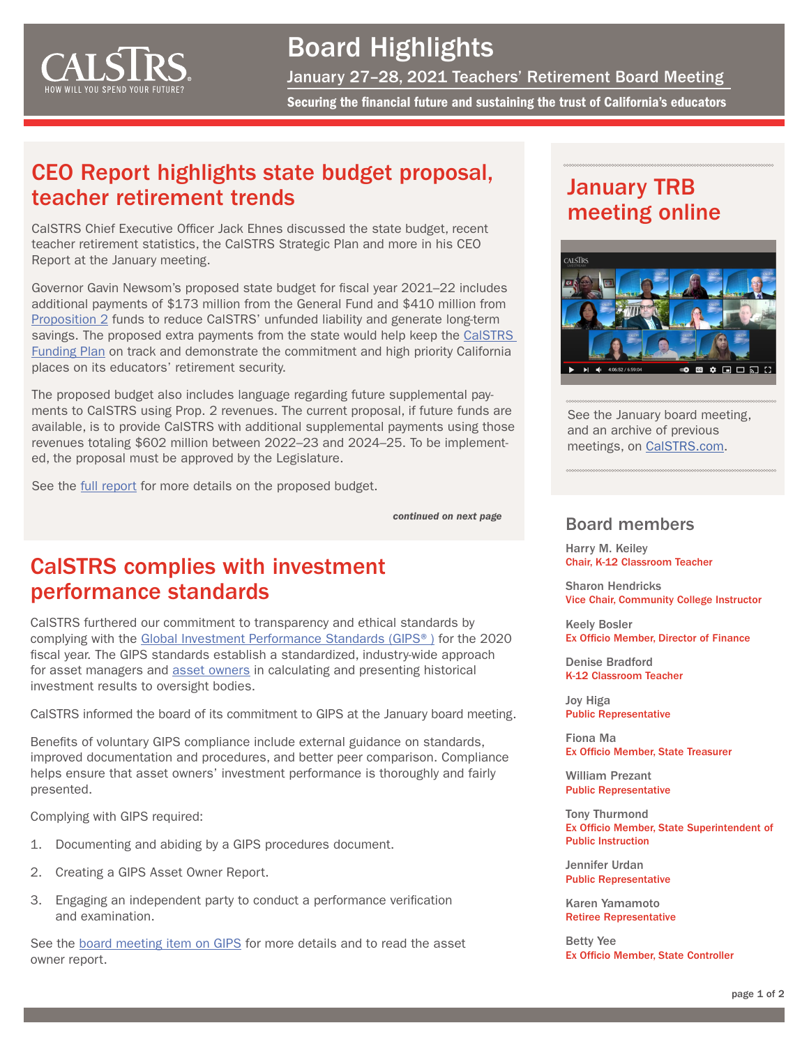# Board Highlights

## January 27–28, 2021 Teachers' Retirement Board Meeting

**Securing the financial future and sustaining the trust of California's educators**

## CEO Report highlights state budget proposal, teacher retirement trends

CalSTRS Chief Executive Officer Jack Ehnes discussed the state budget, recent teacher retirement statistics, the CalSTRS Strategic Plan and more in his CEO Report at the January meeting.

Governor Gavin Newsom's proposed state budget for fiscal year 2021–22 includes additional payments of $173 million from the General Fund and $410 million from Proposition 2 funds to reduce CalSTRS' unfunded liability and generate long-term savings. The proposed extra payments from the state would help keep the CalSTRS Funding Plan on track and demonstrate the commitment and high priority California places on its educators' retirement security.

The proposed budget also includes language regarding future supplemental payments to CalSTRS using Prop. 2 revenues. The current proposal, if future funds are available, is to provide CalSTRS with additional supplemental payments using those revenues totaling $602 million between 2022–23 and 2024–25. To be implemented, the proposal must be approved by the Legislature.

See the full report for more details on the proposed budget.

*continued on next page*

## CalSTRS complies with investment performance standards

CalSTRS furthered our commitment to transparency and ethical standards by complying with the Global Investment Performance Standards (GIPS® ) for the 2020 fiscal year. The GIPS standards establish a standardized, industry-wide approach for asset managers and asset owners in calculating and presenting historical investment results to oversight bodies.

CalSTRS informed the board of its commitment to GIPS at the January board meeting.

Benefits of voluntary GIPS compliance include external guidance on standards, improved documentation and procedures, and better peer comparison. Compliance helps ensure that asset owners' investment performance is thoroughly and fairly presented.

Complying with GIPS required:

1. Documenting and abiding by a GIPS procedures document.
2. Creating a GIPS Asset Owner Report.
3. Engaging an independent party to conduct a performance verification and examination.

See the board meeting item on GIPS for more details and to read the asset owner report.

## January TRB meeting online

See the January board meeting, and an archive of previous meetings, on CalSTRS.com.

## Board members

**Harry M. Keiley**
Chair, K-12 Classroom Teacher

**Sharon Hendricks**
Vice Chair, Community College Instructor

**Keely Bosler**
Ex Officio Member, Director of Finance

**Denise Bradford**
K-12 Classroom Teacher

**Joy Higa**
Public Representative

**Fiona Ma**
Ex Officio Member, State Treasurer

**William Prezant**
Public Representative

**Tony Thurmond**
Ex Officio Member, State Superintendent of Public Instruction

**Jennifer Urdan**
Public Representative

**Karen Yamamoto**
Retiree Representative

**Betty Yee**
Ex Officio Member, State Controller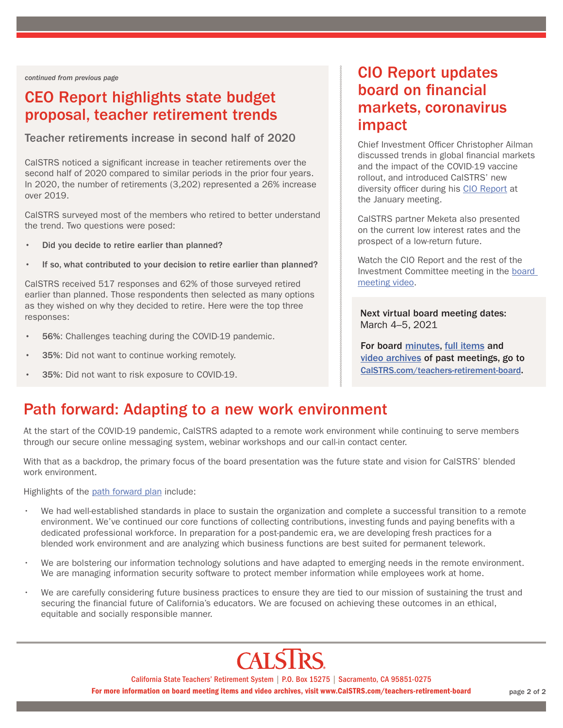*continued from previous page*

## CEO Report highlights state budget proposal, teacher retirement trends

### Teacher retirements increase in second half of 2020

CalSTRS noticed a significant increase in teacher retirements over the second half of 2020 compared to similar periods in the prior four years. In 2020, the number of retirements (3,202) represented a 26% increase over 2019.

CalSTRS surveyed most of the members who retired to better understand the trend. Two questions were posed:

- **Did you decide to retire earlier than planned?**
- **If so, what contributed to your decision to retire earlier than planned?**

CalSTRS received 517 responses and 62% of those surveyed retired earlier than planned. Those respondents then selected as many options as they wished on why they decided to retire. Here were the top three responses:

- **56%**: Challenges teaching during the COVID-19 pandemic.
- **35%**: Did not want to continue working remotely.
- **35%**: Did not want to risk exposure to COVID-19.

## CIO Report updates board on financial markets, coronavirus impact

Chief Investment Officer Christopher Ailman discussed trends in global financial markets and the impact of the COVID-19 vaccine rollout, and introduced CalSTRS' new diversity officer during his CIO Report at the January meeting.

CalSTRS partner Meketa also presented on the current low interest rates and the prospect of a low-return future.

Watch the CIO Report and the rest of the Investment Committee meeting in the board meeting video.

**Next virtual board meeting dates:**
March 4–5, 2021

**For board minutes, full items and video archives of past meetings, go to CalSTRS.com/teachers-retirement-board.**

## Path forward: Adapting to a new work environment

At the start of the COVID-19 pandemic, CalSTRS adapted to a remote work environment while continuing to serve members through our secure online messaging system, webinar workshops and our call-in contact center.

With that as a backdrop, the primary focus of the board presentation was the future state and vision for CalSTRS' blended work environment.

Highlights of the path forward plan include:

- We had well-established standards in place to sustain the organization and complete a successful transition to a remote environment. We've continued our core functions of collecting contributions, investing funds and paying benefits with a dedicated professional workforce. In preparation for a post-pandemic era, we are developing fresh practices for a blended work environment and are analyzing which business functions are best suited for permanent telework.
- We are bolstering our information technology solutions and have adapted to emerging needs in the remote environment. We are managing information security software to protect member information while employees work at home.
- We are carefully considering future business practices to ensure they are tied to our mission of sustaining the trust and securing the financial future of California's educators. We are focused on achieving these outcomes in an ethical, equitable and socially responsible manner.

CALSTRS

California State Teachers' Retirement System | P.O. Box 15275 | Sacramento, CA 95851-0275

**For more information on board meeting items and video archives, visit www.CalSTRS.com/teachers-retirement-board**